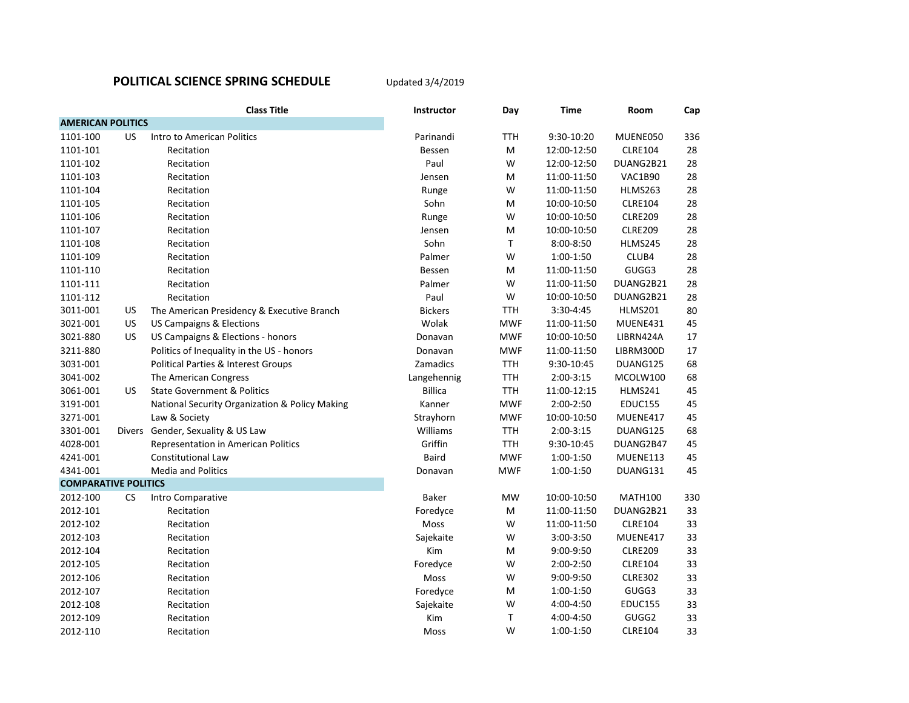# POLITICAL SCIENCE SPRING SCHEDULE

Updated 3/4/2019

| | | Class Title | Instructor | Day | Time | Room | Cap |
|---|---|---|---|---|---|---|---|
| **AMERICAN POLITICS** | | | | | | | |
| 1101-100 | US | Intro to American Politics | Parinandi | TTH | 9:30-10:20 | MUENE050 | 336 |
| 1101-101 | | Recitation | Bessen | M | 12:00-12:50 | CLRE104 | 28 |
| 1101-102 | | Recitation | Paul | W | 12:00-12:50 | DUANG2B21 | 28 |
| 1101-103 | | Recitation | Jensen | M | 11:00-11:50 | VAC1B90 | 28 |
| 1101-104 | | Recitation | Runge | W | 11:00-11:50 | HLMS263 | 28 |
| 1101-105 | | Recitation | Sohn | M | 10:00-10:50 | CLRE104 | 28 |
| 1101-106 | | Recitation | Runge | W | 10:00-10:50 | CLRE209 | 28 |
| 1101-107 | | Recitation | Jensen | M | 10:00-10:50 | CLRE209 | 28 |
| 1101-108 | | Recitation | Sohn | T | 8:00-8:50 | HLMS245 | 28 |
| 1101-109 | | Recitation | Palmer | W | 1:00-1:50 | CLUB4 | 28 |
| 1101-110 | | Recitation | Bessen | M | 11:00-11:50 | GUGG3 | 28 |
| 1101-111 | | Recitation | Palmer | W | 11:00-11:50 | DUANG2B21 | 28 |
| 1101-112 | | Recitation | Paul | W | 10:00-10:50 | DUANG2B21 | 28 |
| 3011-001 | US | The American Presidency & Executive Branch | Bickers | TTH | 3:30-4:45 | HLMS201 | 80 |
| 3021-001 | US | US Campaigns & Elections | Wolak | MWF | 11:00-11:50 | MUENE431 | 45 |
| 3021-880 | US | US Campaigns & Elections - honors | Donavan | MWF | 10:00-10:50 | LIBRN424A | 17 |
| 3211-880 | | Politics of Inequality in the US - honors | Donavan | MWF | 11:00-11:50 | LIBRM300D | 17 |
| 3031-001 | | Political Parties & Interest Groups | Zamadics | TTH | 9:30-10:45 | DUANG125 | 68 |
| 3041-002 | | The American Congress | Langehennig | TTH | 2:00-3:15 | MCOLW100 | 68 |
| 3061-001 | US | State Government & Politics | Billica | TTH | 11:00-12:15 | HLMS241 | 45 |
| 3191-001 | | National Security Organization & Policy Making | Kanner | MWF | 2:00-2:50 | EDUC155 | 45 |
| 3271-001 | | Law & Society | Strayhorn | MWF | 10:00-10:50 | MUENE417 | 45 |
| 3301-001 | Divers | Gender, Sexuality & US Law | Williams | TTH | 2:00-3:15 | DUANG125 | 68 |
| 4028-001 | | Representation in American Politics | Griffin | TTH | 9:30-10:45 | DUANG2B47 | 45 |
| 4241-001 | | Constitutional Law | Baird | MWF | 1:00-1:50 | MUENE113 | 45 |
| 4341-001 | | Media and Politics | Donavan | MWF | 1:00-1:50 | DUANG131 | 45 |
| **COMPARATIVE POLITICS** | | | | | | | |
| 2012-100 | CS | Intro Comparative | Baker | MW | 10:00-10:50 | MATH100 | 330 |
| 2012-101 | | Recitation | Foredyce | M | 11:00-11:50 | DUANG2B21 | 33 |
| 2012-102 | | Recitation | Moss | W | 11:00-11:50 | CLRE104 | 33 |
| 2012-103 | | Recitation | Sajekaite | W | 3:00-3:50 | MUENE417 | 33 |
| 2012-104 | | Recitation | Kim | M | 9:00-9:50 | CLRE209 | 33 |
| 2012-105 | | Recitation | Foredyce | W | 2:00-2:50 | CLRE104 | 33 |
| 2012-106 | | Recitation | Moss | W | 9:00-9:50 | CLRE302 | 33 |
| 2012-107 | | Recitation | Foredyce | M | 1:00-1:50 | GUGG3 | 33 |
| 2012-108 | | Recitation | Sajekaite | W | 4:00-4:50 | EDUC155 | 33 |
| 2012-109 | | Recitation | Kim | T | 4:00-4:50 | GUGG2 | 33 |
| 2012-110 | | Recitation | Moss | W | 1:00-1:50 | CLRE104 | 33 |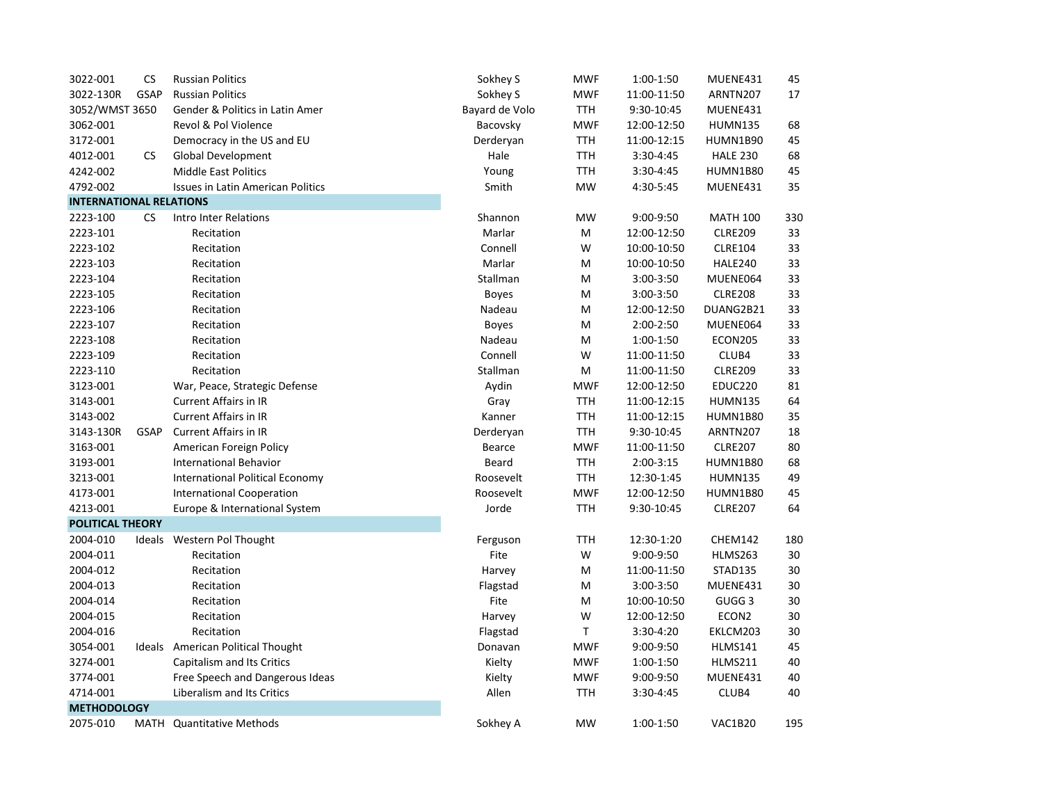| | | | | | | | |
|---|---|---|---|---|---|---|---|
| 3022-001 | CS | Russian Politics | Sokhey S | MWF | 1:00-1:50 | MUENE431 | 45 |
| 3022-130R | GSAP | Russian Politics | Sokhey S | MWF | 11:00-11:50 | ARNTN207 | 17 |
| 3052/WMST 3650 | | Gender & Politics in Latin Amer | Bayard de Volo | TTH | 9:30-10:45 | MUENE431 | |
| 3062-001 | | Revol & Pol Violence | Bacovsky | MWF | 12:00-12:50 | HUMN135 | 68 |
| 3172-001 | | Democracy in the US and EU | Derderyan | TTH | 11:00-12:15 | HUMN1B90 | 45 |
| 4012-001 | CS | Global Development | Hale | TTH | 3:30-4:45 | HALE 230 | 68 |
| 4242-002 | | Middle East Politics | Young | TTH | 3:30-4:45 | HUMN1B80 | 45 |
| 4792-002 | | Issues in Latin American Politics | Smith | MW | 4:30-5:45 | MUENE431 | 35 |
| **INTERNATIONAL RELATIONS** | | | | | | | |
| 2223-100 | CS | Intro Inter Relations | Shannon | MW | 9:00-9:50 | MATH 100 | 330 |
| 2223-101 | | Recitation | Marlar | M | 12:00-12:50 | CLRE209 | 33 |
| 2223-102 | | Recitation | Connell | W | 10:00-10:50 | CLRE104 | 33 |
| 2223-103 | | Recitation | Marlar | M | 10:00-10:50 | HALE240 | 33 |
| 2223-104 | | Recitation | Stallman | M | 3:00-3:50 | MUENE064 | 33 |
| 2223-105 | | Recitation | Boyes | M | 3:00-3:50 | CLRE208 | 33 |
| 2223-106 | | Recitation | Nadeau | M | 12:00-12:50 | DUANG2B21 | 33 |
| 2223-107 | | Recitation | Boyes | M | 2:00-2:50 | MUENE064 | 33 |
| 2223-108 | | Recitation | Nadeau | M | 1:00-1:50 | ECON205 | 33 |
| 2223-109 | | Recitation | Connell | W | 11:00-11:50 | CLUB4 | 33 |
| 2223-110 | | Recitation | Stallman | M | 11:00-11:50 | CLRE209 | 33 |
| 3123-001 | | War, Peace, Strategic Defense | Aydin | MWF | 12:00-12:50 | EDUC220 | 81 |
| 3143-001 | | Current Affairs in IR | Gray | TTH | 11:00-12:15 | HUMN135 | 64 |
| 3143-002 | | Current Affairs in IR | Kanner | TTH | 11:00-12:15 | HUMN1B80 | 35 |
| 3143-130R | GSAP | Current Affairs in IR | Derderyan | TTH | 9:30-10:45 | ARNTN207 | 18 |
| 3163-001 | | American Foreign Policy | Bearce | MWF | 11:00-11:50 | CLRE207 | 80 |
| 3193-001 | | International Behavior | Beard | TTH | 2:00-3:15 | HUMN1B80 | 68 |
| 3213-001 | | International Political Economy | Roosevelt | TTH | 12:30-1:45 | HUMN135 | 49 |
| 4173-001 | | International Cooperation | Roosevelt | MWF | 12:00-12:50 | HUMN1B80 | 45 |
| 4213-001 | | Europe & International System | Jorde | TTH | 9:30-10:45 | CLRE207 | 64 |
| **POLITICAL THEORY** | | | | | | | |
| 2004-010 | Ideals | Western Pol Thought | Ferguson | TTH | 12:30-1:20 | CHEM142 | 180 |
| 2004-011 | | Recitation | Fite | W | 9:00-9:50 | HLMS263 | 30 |
| 2004-012 | | Recitation | Harvey | M | 11:00-11:50 | STAD135 | 30 |
| 2004-013 | | Recitation | Flagstad | M | 3:00-3:50 | MUENE431 | 30 |
| 2004-014 | | Recitation | Fite | M | 10:00-10:50 | GUGG 3 | 30 |
| 2004-015 | | Recitation | Harvey | W | 12:00-12:50 | ECON2 | 30 |
| 2004-016 | | Recitation | Flagstad | T | 3:30-4:20 | EKLCM203 | 30 |
| 3054-001 | Ideals | American Political Thought | Donavan | MWF | 9:00-9:50 | HLMS141 | 45 |
| 3274-001 | | Capitalism and Its Critics | Kielty | MWF | 1:00-1:50 | HLMS211 | 40 |
| 3774-001 | | Free Speech and Dangerous Ideas | Kielty | MWF | 9:00-9:50 | MUENE431 | 40 |
| 4714-001 | | Liberalism and Its Critics | Allen | TTH | 3:30-4:45 | CLUB4 | 40 |
| **METHODOLOGY** | | | | | | | |
| 2075-010 | MATH | Quantitative Methods | Sokhey A | MW | 1:00-1:50 | VAC1B20 | 195 |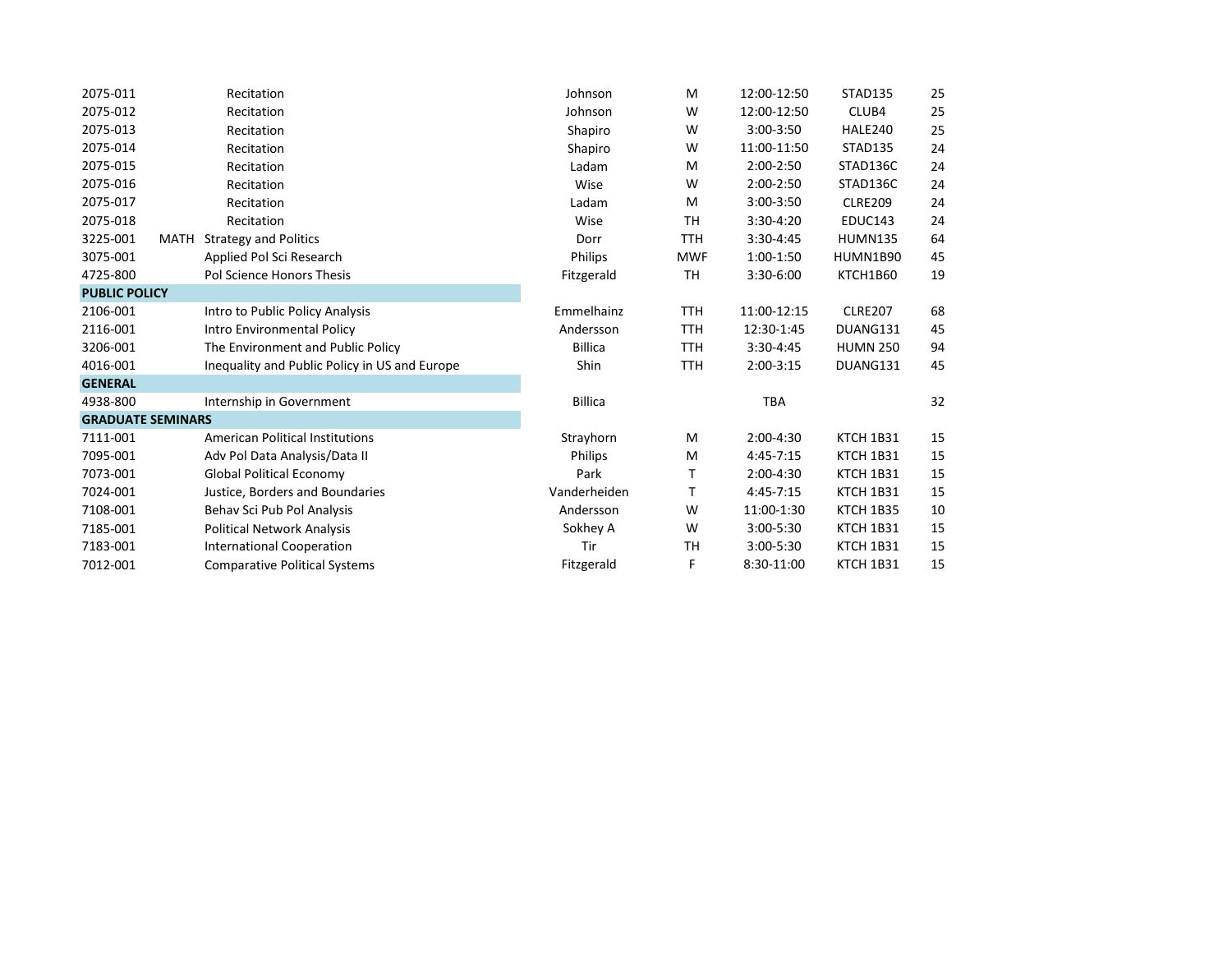| | | | | | | | |
|---|---|---|---|---|---|---|---|
| 2075-011 | | Recitation | Johnson | M | 12:00-12:50 | STAD135 | 25 |
| 2075-012 | | Recitation | Johnson | W | 12:00-12:50 | CLUB4 | 25 |
| 2075-013 | | Recitation | Shapiro | W | 3:00-3:50 | HALE240 | 25 |
| 2075-014 | | Recitation | Shapiro | W | 11:00-11:50 | STAD135 | 24 |
| 2075-015 | | Recitation | Ladam | M | 2:00-2:50 | STAD136C | 24 |
| 2075-016 | | Recitation | Wise | W | 2:00-2:50 | STAD136C | 24 |
| 2075-017 | | Recitation | Ladam | M | 3:00-3:50 | CLRE209 | 24 |
| 2075-018 | | Recitation | Wise | TH | 3:30-4:20 | EDUC143 | 24 |
| 3225-001 | MATH | Strategy and Politics | Dorr | TTH | 3:30-4:45 | HUMN135 | 64 |
| 3075-001 | | Applied Pol Sci Research | Philips | MWF | 1:00-1:50 | HUMN1B90 | 45 |
| 4725-800 | | Pol Science Honors Thesis | Fitzgerald | TH | 3:30-6:00 | KTCH1B60 | 19 |
| **PUBLIC POLICY** | | | | | | | |
| 2106-001 | | Intro to Public Policy Analysis | Emmelhainz | TTH | 11:00-12:15 | CLRE207 | 68 |
| 2116-001 | | Intro Environmental Policy | Andersson | TTH | 12:30-1:45 | DUANG131 | 45 |
| 3206-001 | | The Environment and Public Policy | Billica | TTH | 3:30-4:45 | HUMN 250 | 94 |
| 4016-001 | | Inequality and Public Policy in US and Europe | Shin | TTH | 2:00-3:15 | DUANG131 | 45 |
| **GENERAL** | | | | | | | |
| 4938-800 | | Internship in Government | Billica | | TBA | | 32 |
| **GRADUATE SEMINARS** | | | | | | | |
| 7111-001 | | American Political Institutions | Strayhorn | M | 2:00-4:30 | KTCH 1B31 | 15 |
| 7095-001 | | Adv Pol Data Analysis/Data II | Philips | M | 4:45-7:15 | KTCH 1B31 | 15 |
| 7073-001 | | Global Political Economy | Park | T | 2:00-4:30 | KTCH 1B31 | 15 |
| 7024-001 | | Justice, Borders and Boundaries | Vanderheiden | T | 4:45-7:15 | KTCH 1B31 | 15 |
| 7108-001 | | Behav Sci Pub Pol Analysis | Andersson | W | 11:00-1:30 | KTCH 1B35 | 10 |
| 7185-001 | | Political Network Analysis | Sokhey A | W | 3:00-5:30 | KTCH 1B31 | 15 |
| 7183-001 | | International Cooperation | Tir | TH | 3:00-5:30 | KTCH 1B31 | 15 |
| 7012-001 | | Comparative Political Systems | Fitzgerald | F | 8:30-11:00 | KTCH 1B31 | 15 |